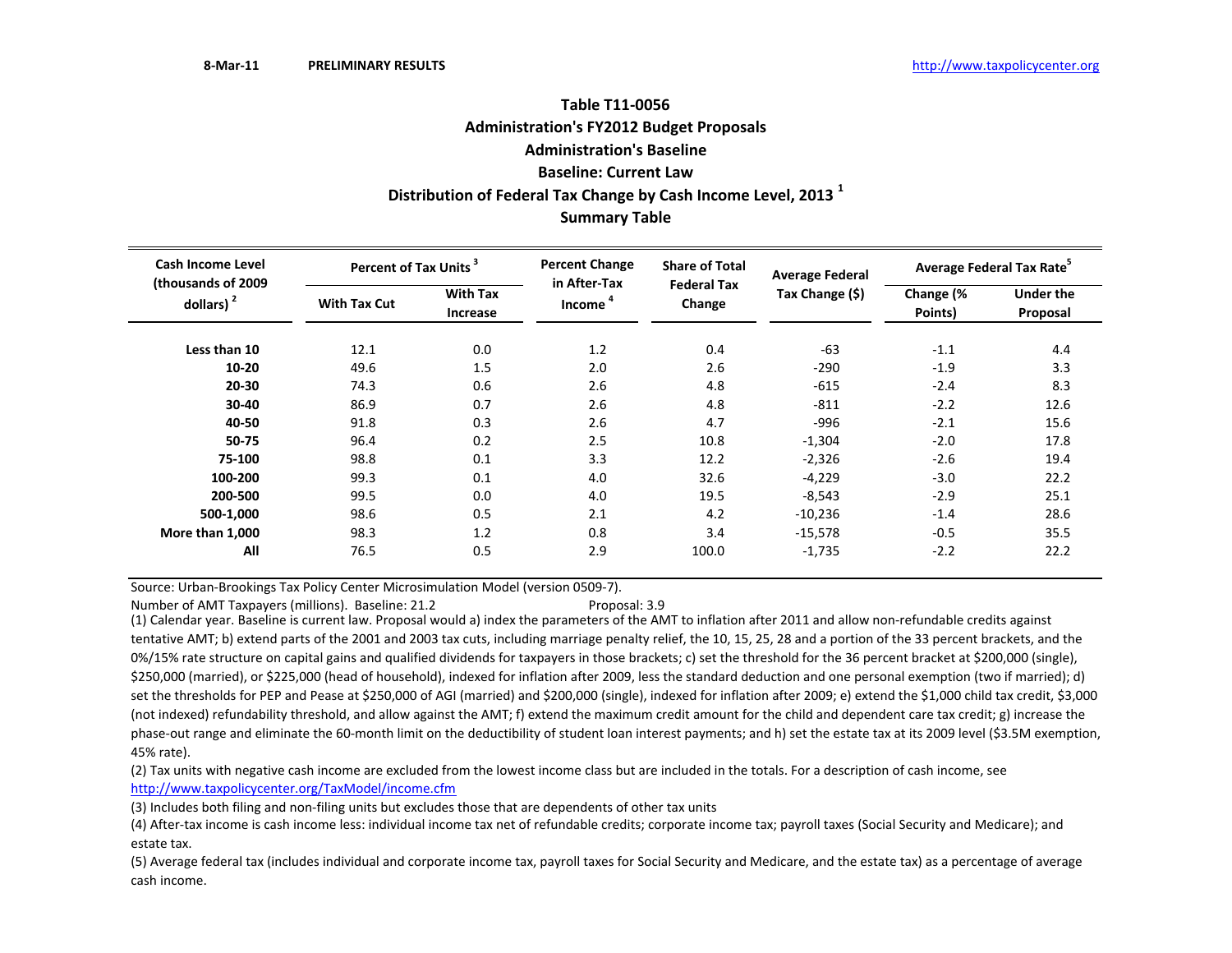8-Mar-11 **PRELIMINARY RESULTS** http://www.taxpolicycenter.org

## Table T11-0056
## Administration's FY2012 Budget Proposals
## Administration's Baseline
## Baseline: Current Law
## Distribution of Federal Tax Change by Cash Income Level, 2013 [1]
## Summary Table

| Cash Income Level (thousands of 2009 dollars) [2] | Percent of Tax Units [3] | | Percent Change in After-Tax Income [4] | Share of Total Federal Tax Change | Average Federal Tax Change ($) | Average Federal Tax Rate[5] | |
|---|---|---|---|---|---|---|---|
| | With Tax Cut | With Tax Increase | | | | Change (% Points) | Under the Proposal |
| Less than 10 | 12.1 | 0.0 | 1.2 | 0.4 | -63 | -1.1 | 4.4 |
| 10-20 | 49.6 | 1.5 | 2.0 | 2.6 | -290 | -1.9 | 3.3 |
| 20-30 | 74.3 | 0.6 | 2.6 | 4.8 | -615 | -2.4 | 8.3 |
| 30-40 | 86.9 | 0.7 | 2.6 | 4.8 | -811 | -2.2 | 12.6 |
| 40-50 | 91.8 | 0.3 | 2.6 | 4.7 | -996 | -2.1 | 15.6 |
| 50-75 | 96.4 | 0.2 | 2.5 | 10.8 | -1,304 | -2.0 | 17.8 |
| 75-100 | 98.8 | 0.1 | 3.3 | 12.2 | -2,326 | -2.6 | 19.4 |
| 100-200 | 99.3 | 0.1 | 4.0 | 32.6 | -4,229 | -3.0 | 22.2 |
| 200-500 | 99.5 | 0.0 | 4.0 | 19.5 | -8,543 | -2.9 | 25.1 |
| 500-1,000 | 98.6 | 0.5 | 2.1 | 4.2 | -10,236 | -1.4 | 28.6 |
| More than 1,000 | 98.3 | 1.2 | 0.8 | 3.4 | -15,578 | -0.5 | 35.5 |
| All | 76.5 | 0.5 | 2.9 | 100.0 | -1,735 | -2.2 | 22.2 |

Source: Urban-Brookings Tax Policy Center Microsimulation Model (version 0509-7).

Number of AMT Taxpayers (millions). Baseline: 21.2 Proposal: 3.9

(1) Calendar year. Baseline is current law. Proposal would a) index the parameters of the AMT to inflation after 2011 and allow non-refundable credits against tentative AMT; b) extend parts of the 2001 and 2003 tax cuts, including marriage penalty relief, the 10, 15, 25, 28 and a portion of the 33 percent brackets, and the 0%/15% rate structure on capital gains and qualified dividends for taxpayers in those brackets; c) set the threshold for the 36 percent bracket at $200,000 (single), $250,000 (married), or $225,000 (head of household), indexed for inflation after 2009, less the standard deduction and one personal exemption (two if married); d) set the thresholds for PEP and Pease at $250,000 of AGI (married) and $200,000 (single), indexed for inflation after 2009; e) extend the $1,000 child tax credit, $3,000 (not indexed) refundability threshold, and allow against the AMT; f) extend the maximum credit amount for the child and dependent care tax credit; g) increase the phase-out range and eliminate the 60-month limit on the deductibility of student loan interest payments; and h) set the estate tax at its 2009 level ($3.5M exemption, 45% rate).

(2) Tax units with negative cash income are excluded from the lowest income class but are included in the totals. For a description of cash income, see http://www.taxpolicycenter.org/TaxModel/income.cfm

(3) Includes both filing and non-filing units but excludes those that are dependents of other tax units

(4) After-tax income is cash income less: individual income tax net of refundable credits; corporate income tax; payroll taxes (Social Security and Medicare); and estate tax.

(5) Average federal tax (includes individual and corporate income tax, payroll taxes for Social Security and Medicare, and the estate tax) as a percentage of average cash income.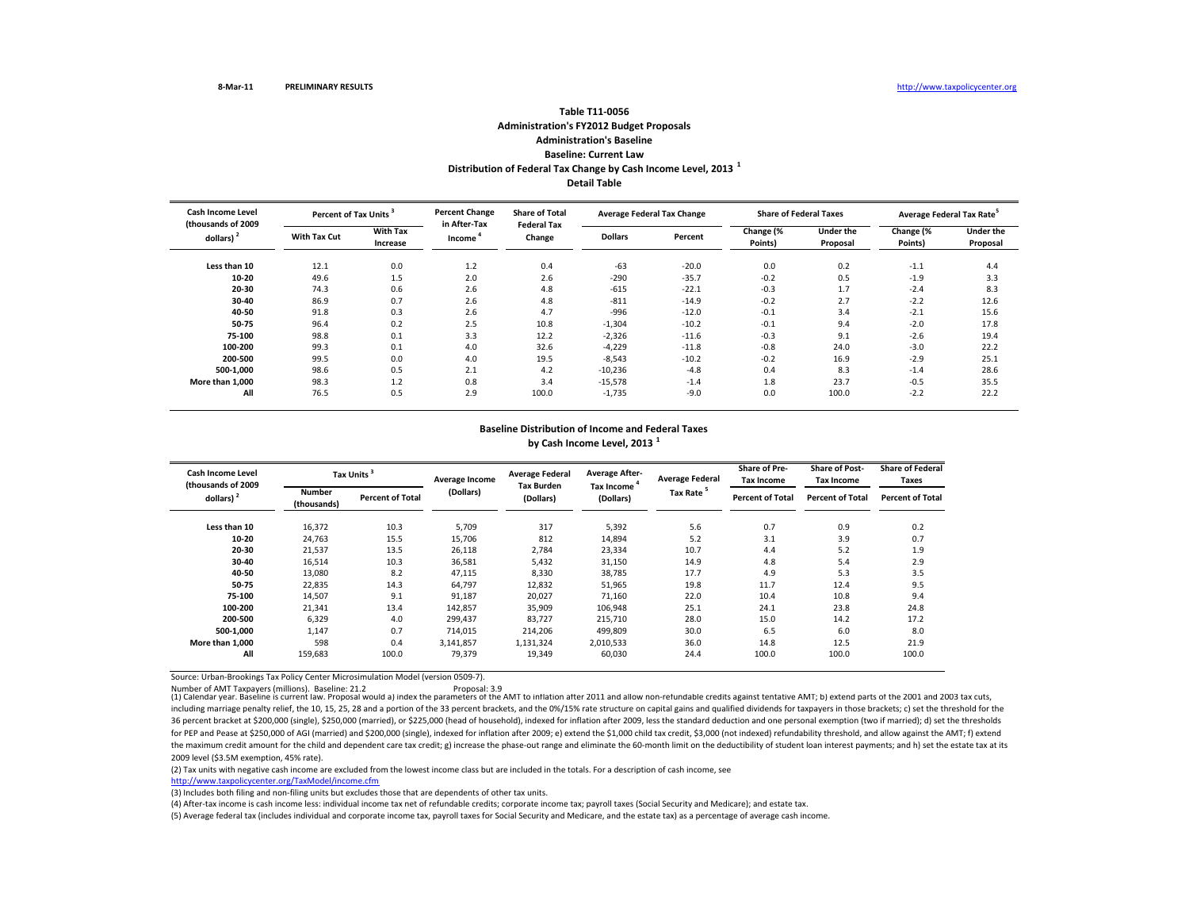8-Mar-11 PRELIMINARY RESULTS http://www.taxpolicycenter.org

# Table T11-0056
## Administration's FY2012 Budget Proposals
## Administration's Baseline
## Baseline: Current Law
## Distribution of Federal Tax Change by Cash Income Level, 2013 [1]
## Detail Table

| Cash Income Level (thousands of 2009 dollars) [2] | Percent of Tax Units [3] | | Percent Change in After-Tax Income [4] | Share of Total Federal Tax Change | Average Federal Tax Change | | Share of Federal Taxes | | Average Federal Tax Rate [5] | |
|---|---|---|---|---|---|---|---|---|---|---|
| | With Tax Cut | With Tax Increase | | | Dollars | Percent | Change (% Points) | Under the Proposal | Change (% Points) | Under the Proposal |
| Less than 10 | 12.1 | 0.0 | 1.2 | 0.4 | -63 | -20.0 | 0.0 | 0.2 | -1.1 | 4.4 |
| 10-20 | 49.6 | 1.5 | 2.0 | 2.6 | -290 | -35.7 | -0.2 | 0.5 | -1.9 | 3.3 |
| 20-30 | 74.3 | 0.6 | 2.6 | 4.8 | -615 | -22.1 | -0.3 | 1.7 | -2.4 | 8.3 |
| 30-40 | 86.9 | 0.7 | 2.6 | 4.8 | -811 | -14.9 | -0.2 | 2.7 | -2.2 | 12.6 |
| 40-50 | 91.8 | 0.3 | 2.6 | 4.7 | -996 | -12.0 | -0.1 | 3.4 | -2.1 | 15.6 |
| 50-75 | 96.4 | 0.2 | 2.5 | 10.8 | -1,304 | -10.2 | -0.1 | 9.4 | -2.0 | 17.8 |
| 75-100 | 98.8 | 0.1 | 3.3 | 12.2 | -2,326 | -11.6 | -0.3 | 9.1 | -2.6 | 19.4 |
| 100-200 | 99.3 | 0.1 | 4.0 | 32.6 | -4,229 | -11.8 | -0.8 | 24.0 | -3.0 | 22.2 |
| 200-500 | 99.5 | 0.0 | 4.0 | 19.5 | -8,543 | -10.2 | -0.2 | 16.9 | -2.9 | 25.1 |
| 500-1,000 | 98.6 | 0.5 | 2.1 | 4.2 | -10,236 | -4.8 | 0.4 | 8.3 | -1.4 | 28.6 |
| More than 1,000 | 98.3 | 1.2 | 0.8 | 3.4 | -15,578 | -1.4 | 1.8 | 23.7 | -0.5 | 35.5 |
| All | 76.5 | 0.5 | 2.9 | 100.0 | -1,735 | -9.0 | 0.0 | 100.0 | -2.2 | 22.2 |

## Baseline Distribution of Income and Federal Taxes by Cash Income Level, 2013 [1]

| Cash Income Level (thousands of 2009 dollars) [2] | Tax Units [3] | | Average Income (Dollars) | Average Federal Tax Burden (Dollars) | Average After-Tax Income [4] (Dollars) | Average Federal Tax Rate [5] | Share of Pre-Tax Income | Share of Post-Tax Income | Share of Federal Taxes |
|---|---|---|---|---|---|---|---|---|---|
| | Number (thousands) | Percent of Total | | | | | Percent of Total | Percent of Total | Percent of Total |
| Less than 10 | 16,372 | 10.3 | 5,709 | 317 | 5,392 | 5.6 | 0.7 | 0.9 | 0.2 |
| 10-20 | 24,763 | 15.5 | 15,706 | 812 | 14,894 | 5.2 | 3.1 | 3.9 | 0.7 |
| 20-30 | 21,537 | 13.5 | 26,118 | 2,784 | 23,334 | 10.7 | 4.4 | 5.2 | 1.9 |
| 30-40 | 16,514 | 10.3 | 36,581 | 5,432 | 31,150 | 14.9 | 4.8 | 5.4 | 2.9 |
| 40-50 | 13,080 | 8.2 | 47,115 | 8,330 | 38,785 | 17.7 | 4.9 | 5.3 | 3.5 |
| 50-75 | 22,835 | 14.3 | 64,797 | 12,832 | 51,965 | 19.8 | 11.7 | 12.4 | 9.5 |
| 75-100 | 14,507 | 9.1 | 91,187 | 20,027 | 71,160 | 22.0 | 10.4 | 10.8 | 9.4 |
| 100-200 | 21,341 | 13.4 | 142,857 | 35,909 | 106,948 | 25.1 | 24.1 | 23.8 | 24.8 |
| 200-500 | 6,329 | 4.0 | 299,437 | 83,727 | 215,710 | 28.0 | 15.0 | 14.2 | 17.2 |
| 500-1,000 | 1,147 | 0.7 | 714,015 | 214,206 | 499,809 | 30.0 | 6.5 | 6.0 | 8.0 |
| More than 1,000 | 598 | 0.4 | 3,141,857 | 1,131,324 | 2,010,533 | 36.0 | 14.8 | 12.5 | 21.9 |
| All | 159,683 | 100.0 | 79,379 | 19,349 | 60,030 | 24.4 | 100.0 | 100.0 | 100.0 |

Source: Urban-Brookings Tax Policy Center Microsimulation Model (version 0509-7).

Number of AMT Taxpayers (millions). Baseline: 21.2 Proposal: 3.9

(1) Calendar year. Baseline is current law. Proposal would a) index the parameters of the AMT to inflation after 2011 and allow non-refundable credits against tentative AMT; b) extend parts of the 2001 and 2003 tax cuts, including marriage penalty relief, the 10, 15, 25, 28 and a portion of the 33 percent brackets, and the 0%/15% rate structure on capital gains and qualified dividends for taxpayers in those brackets; c) set the threshold for the 36 percent bracket at $200,000 (single), $250,000 (married), or $225,000 (head of household), indexed for inflation after 2009, less the standard deduction and one personal exemption (two if married); d) set the thresholds for PEP and Pease at $250,000 of AGI (married) and $200,000 (single), indexed for inflation after 2009; e) extend the $1,000 child tax credit, $3,000 (not indexed) refundability threshold, and allow against the AMT; f) extend the maximum credit amount for the child and dependent care tax credit; g) increase the phase-out range and eliminate the 60-month limit on the deductibility of student loan interest payments; and h) set the estate tax at its 2009 level ($3.5M exemption, 45% rate).

(2) Tax units with negative cash income are excluded from the lowest income class but are included in the totals. For a description of cash income, see http://www.taxpolicycenter.org/TaxModel/income.cfm

(3) Includes both filing and non-filing units but excludes those that are dependents of other tax units.

(4) After-tax income is cash income less: individual income tax net of refundable credits; corporate income tax; payroll taxes (Social Security and Medicare); and estate tax.

(5) Average federal tax (includes individual and corporate income tax, payroll taxes for Social Security and Medicare, and the estate tax) as a percentage of average cash income.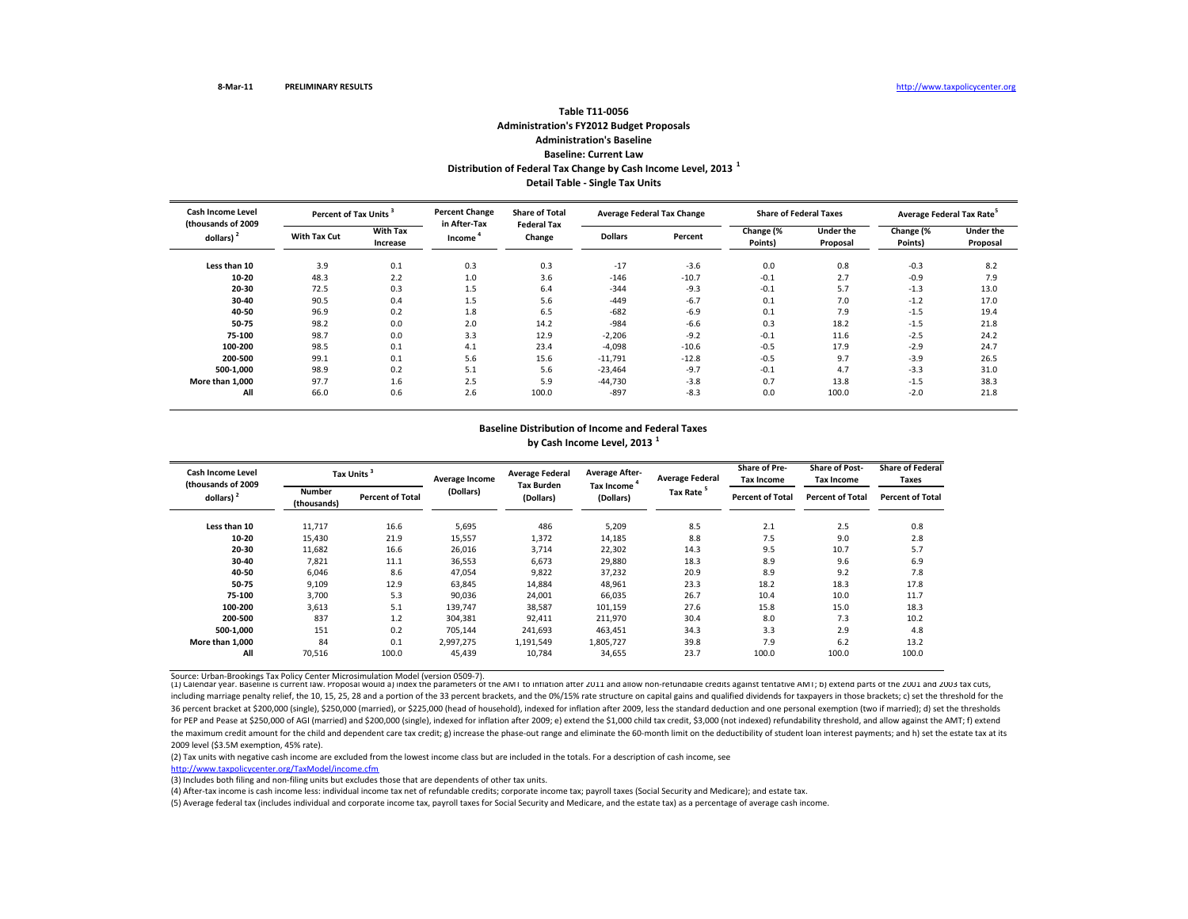8-Mar-11 **PRELIMINARY RESULTS** http://www.taxpolicycenter.org

## Table T11-0056
### Administration's FY2012 Budget Proposals
### Administration's Baseline
### Baseline: Current Law
### Distribution of Federal Tax Change by Cash Income Level, 2013 [1]
### Detail Table - Single Tax Units

| Cash Income Level (thousands of 2009 dollars) [2] | Percent of Tax Units [3] | | Percent Change in After-Tax Income [4] | Share of Total Federal Tax Change | Average Federal Tax Change | | Share of Federal Taxes | | Average Federal Tax Rate [5] | |
|---|---|---|---|---|---|---|---|---|---|---|
| | With Tax Cut | With Tax Increase | | | Dollars | Percent | Change (% Points) | Under the Proposal | Change (% Points) | Under the Proposal |
| Less than 10 | 3.9 | 0.1 | 0.3 | 0.3 | -17 | -3.6 | 0.0 | 0.8 | -0.3 | 8.2 |
| 10-20 | 48.3 | 2.2 | 1.0 | 3.6 | -146 | -10.7 | -0.1 | 2.7 | -0.9 | 7.9 |
| 20-30 | 72.5 | 0.3 | 1.5 | 6.4 | -344 | -9.3 | -0.1 | 5.7 | -1.3 | 13.0 |
| 30-40 | 90.5 | 0.4 | 1.5 | 5.6 | -449 | -6.7 | 0.1 | 7.0 | -1.2 | 17.0 |
| 40-50 | 96.9 | 0.2 | 1.8 | 6.5 | -682 | -6.9 | 0.1 | 7.9 | -1.5 | 19.4 |
| 50-75 | 98.2 | 0.0 | 2.0 | 14.2 | -984 | -6.6 | 0.3 | 18.2 | -1.5 | 21.8 |
| 75-100 | 98.7 | 0.0 | 3.3 | 12.9 | -2,206 | -9.2 | -0.1 | 11.6 | -2.5 | 24.2 |
| 100-200 | 98.5 | 0.1 | 4.1 | 23.4 | -4,098 | -10.6 | -0.5 | 17.9 | -2.9 | 24.7 |
| 200-500 | 99.1 | 0.1 | 5.6 | 15.6 | -11,791 | -12.8 | -0.5 | 9.7 | -3.9 | 26.5 |
| 500-1,000 | 98.9 | 0.2 | 5.1 | 5.6 | -23,464 | -9.7 | -0.1 | 4.7 | -3.3 | 31.0 |
| More than 1,000 | 97.7 | 1.6 | 2.5 | 5.9 | -44,730 | -3.8 | 0.7 | 13.8 | -1.5 | 38.3 |
| All | 66.0 | 0.6 | 2.6 | 100.0 | -897 | -8.3 | 0.0 | 100.0 | -2.0 | 21.8 |

### Baseline Distribution of Income and Federal Taxes by Cash Income Level, 2013 [1]

| Cash Income Level (thousands of 2009 dollars) [2] | Tax Units [3] | | Average Income (Dollars) | Average Federal Tax Burden (Dollars) | Average After-Tax Income [4] (Dollars) | Average Federal Tax Rate [5] | Share of Pre-Tax Income | Share of Post-Tax Income | Share of Federal Taxes |
|---|---|---|---|---|---|---|---|---|---|
| | Number (thousands) | Percent of Total | | | | | Percent of Total | Percent of Total | Percent of Total |
| Less than 10 | 11,717 | 16.6 | 5,695 | 486 | 5,209 | 8.5 | 2.1 | 2.5 | 0.8 |
| 10-20 | 15,430 | 21.9 | 15,557 | 1,372 | 14,185 | 8.8 | 7.5 | 9.0 | 2.8 |
| 20-30 | 11,682 | 16.6 | 26,016 | 3,714 | 22,302 | 14.3 | 9.5 | 10.7 | 5.7 |
| 30-40 | 7,821 | 11.1 | 36,553 | 6,673 | 29,880 | 18.3 | 8.9 | 9.6 | 6.9 |
| 40-50 | 6,046 | 8.6 | 47,054 | 9,822 | 37,232 | 20.9 | 8.9 | 9.2 | 7.8 |
| 50-75 | 9,109 | 12.9 | 63,845 | 14,884 | 48,961 | 23.3 | 18.2 | 18.3 | 17.8 |
| 75-100 | 3,700 | 5.3 | 90,036 | 24,001 | 66,035 | 26.7 | 10.4 | 10.0 | 11.7 |
| 100-200 | 3,613 | 5.1 | 139,747 | 38,587 | 101,159 | 27.6 | 15.8 | 15.0 | 18.3 |
| 200-500 | 837 | 1.2 | 304,381 | 92,411 | 211,970 | 30.4 | 8.0 | 7.3 | 10.2 |
| 500-1,000 | 151 | 0.2 | 705,144 | 241,693 | 463,451 | 34.3 | 3.3 | 2.9 | 4.8 |
| More than 1,000 | 84 | 0.1 | 2,997,275 | 1,191,549 | 1,805,727 | 39.8 | 7.9 | 6.2 | 13.2 |
| All | 70,516 | 100.0 | 45,439 | 10,784 | 34,655 | 23.7 | 100.0 | 100.0 | 100.0 |

Source: Urban-Brookings Tax Policy Center Microsimulation Model (version 0509-7).

(1) Calendar year. Baseline is current law. Proposal would a) index the parameters of the AMT to inflation after 2011 and allow non-refundable credits against tentative AMT; b) extend parts of the 2001 and 2003 tax cuts, including marriage penalty relief, the 10, 15, 25, 28 and a portion of the 33 percent brackets, and the 0%/15% rate structure on capital gains and qualified dividends for taxpayers in those brackets; c) set the threshold for the 36 percent bracket at $200,000 (single), $250,000 (married), or $225,000 (head of household), indexed for inflation after 2009, less the standard deduction and one personal exemption (two if married); d) set the thresholds for PEP and Pease at $250,000 of AGI (married) and $200,000 (single), indexed for inflation after 2009; e) extend the $1,000 child tax credit, $3,000 (not indexed) refundability threshold, and allow against the AMT; f) extend the maximum credit amount for the child and dependent care tax credit; g) increase the phase-out range and eliminate the 60-month limit on the deductibility of student loan interest payments; and h) set the estate tax at its 2009 level ($3.5M exemption, 45% rate).

(2) Tax units with negative cash income are excluded from the lowest income class but are included in the totals. For a description of cash income, see http://www.taxpolicycenter.org/TaxModel/income.cfm

(3) Includes both filing and non-filing units but excludes those that are dependents of other tax units.

(4) After-tax income is cash income less: individual income tax net of refundable credits; corporate income tax; payroll taxes (Social Security and Medicare); and estate tax.

(5) Average federal tax (includes individual and corporate income tax, payroll taxes for Social Security and Medicare, and the estate tax) as a percentage of average cash income.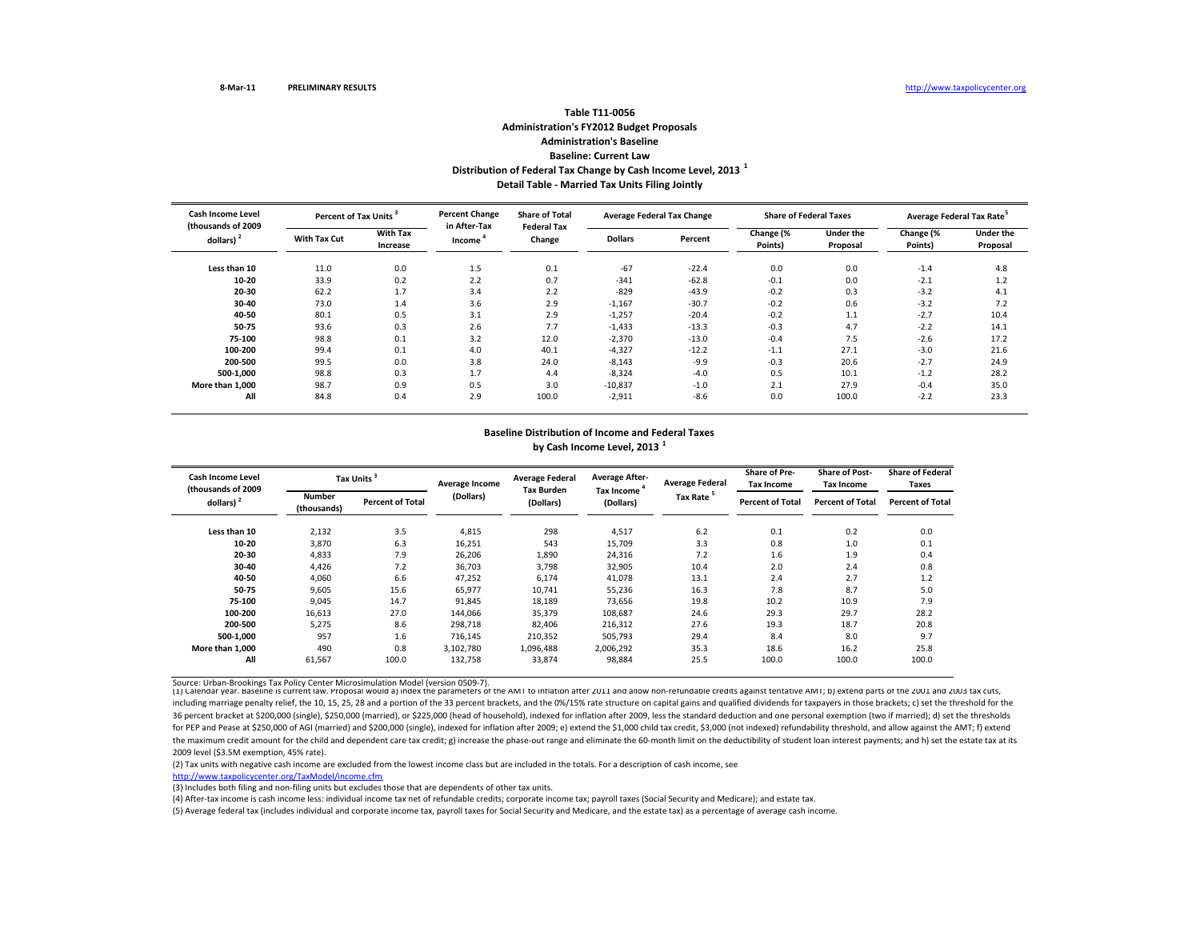8-Mar-11 **PRELIMINARY RESULTS** http://www.taxpolicycenter.org

**Table T11-0056**
**Administration's FY2012 Budget Proposals**
**Administration's Baseline**
**Baseline: Current Law**
**Distribution of Federal Tax Change by Cash Income Level, 2013 [1]**
**Detail Table - Married Tax Units Filing Jointly**

| Cash Income Level (thousands of 2009 dollars) [2] | Percent of Tax Units [3] | | Percent Change in After-Tax Income [4] | Share of Total Federal Tax Change | Average Federal Tax Change | | Share of Federal Taxes | | Average Federal Tax Rate [5] | |
|---|---|---|---|---|---|---|---|---|---|---|
| | With Tax Cut | With Tax Increase | | | Dollars | Percent | Change (% Points) | Under the Proposal | Change (% Points) | Under the Proposal |
| Less than 10 | 11.0 | 0.0 | 1.5 | 0.1 | -67 | -22.4 | 0.0 | 0.0 | -1.4 | 4.8 |
| 10-20 | 33.9 | 0.2 | 2.2 | 0.7 | -341 | -62.8 | -0.1 | 0.0 | -2.1 | 1.2 |
| 20-30 | 62.2 | 1.7 | 3.4 | 2.2 | -829 | -43.9 | -0.2 | 0.3 | -3.2 | 4.1 |
| 30-40 | 73.0 | 1.4 | 3.6 | 2.9 | -1,167 | -30.7 | -0.2 | 0.6 | -3.2 | 7.2 |
| 40-50 | 80.1 | 0.5 | 3.1 | 2.9 | -1,257 | -20.4 | -0.2 | 1.1 | -2.7 | 10.4 |
| 50-75 | 93.6 | 0.3 | 2.6 | 7.7 | -1,433 | -13.3 | -0.3 | 4.7 | -2.2 | 14.1 |
| 75-100 | 98.8 | 0.1 | 3.2 | 12.0 | -2,370 | -13.0 | -0.4 | 7.5 | -2.6 | 17.2 |
| 100-200 | 99.4 | 0.1 | 4.0 | 40.1 | -4,327 | -12.2 | -1.1 | 27.1 | -3.0 | 21.6 |
| 200-500 | 99.5 | 0.0 | 3.8 | 24.0 | -8,143 | -9.9 | -0.3 | 20.6 | -2.7 | 24.9 |
| 500-1,000 | 98.8 | 0.3 | 1.7 | 4.4 | -8,324 | -4.0 | 0.5 | 10.1 | -1.2 | 28.2 |
| More than 1,000 | 98.7 | 0.9 | 0.5 | 3.0 | -10,837 | -1.0 | 2.1 | 27.9 | -0.4 | 35.0 |
| All | 84.8 | 0.4 | 2.9 | 100.0 | -2,911 | -8.6 | 0.0 | 100.0 | -2.2 | 23.3 |

**Baseline Distribution of Income and Federal Taxes**
**by Cash Income Level, 2013 [1]**

| Cash Income Level (thousands of 2009 dollars) [2] | Tax Units [3] | | Average Income (Dollars) | Average Federal Tax Burden (Dollars) | Average After-Tax Income [4] (Dollars) | Average Federal Tax Rate [5] | Share of Pre-Tax Income | Share of Post-Tax Income | Share of Federal Taxes |
|---|---|---|---|---|---|---|---|---|---|
| | Number (thousands) | Percent of Total | | | | | Percent of Total | Percent of Total | Percent of Total |
| Less than 10 | 2,132 | 3.5 | 4,815 | 298 | 4,517 | 6.2 | 0.1 | 0.2 | 0.0 |
| 10-20 | 3,870 | 6.3 | 16,251 | 543 | 15,709 | 3.3 | 0.8 | 1.0 | 0.1 |
| 20-30 | 4,833 | 7.9 | 26,206 | 1,890 | 24,316 | 7.2 | 1.6 | 1.9 | 0.4 |
| 30-40 | 4,426 | 7.2 | 36,703 | 3,798 | 32,905 | 10.4 | 2.0 | 2.4 | 0.8 |
| 40-50 | 4,060 | 6.6 | 47,252 | 6,174 | 41,078 | 13.1 | 2.4 | 2.7 | 1.2 |
| 50-75 | 9,605 | 15.6 | 65,977 | 10,741 | 55,236 | 16.3 | 7.8 | 8.7 | 5.0 |
| 75-100 | 9,045 | 14.7 | 91,845 | 18,189 | 73,656 | 19.8 | 10.2 | 10.9 | 7.9 |
| 100-200 | 16,613 | 27.0 | 144,066 | 35,379 | 108,687 | 24.6 | 29.3 | 29.7 | 28.2 |
| 200-500 | 5,275 | 8.6 | 298,718 | 82,406 | 216,312 | 27.6 | 19.3 | 18.7 | 20.8 |
| 500-1,000 | 957 | 1.6 | 716,145 | 210,352 | 505,793 | 29.4 | 8.4 | 8.0 | 9.7 |
| More than 1,000 | 490 | 0.8 | 3,102,780 | 1,096,488 | 2,006,292 | 35.3 | 18.6 | 16.2 | 25.8 |
| All | 61,567 | 100.0 | 132,758 | 33,874 | 98,884 | 25.5 | 100.0 | 100.0 | 100.0 |

Source: Urban-Brookings Tax Policy Center Microsimulation Model (version 0509-7).

(1) Calendar year. Baseline is current law. Proposal would a) index the parameters of the AMT to inflation after 2011 and allow non-refundable credits against tentative AMT; b) extend parts of the 2001 and 2003 tax cuts, including marriage penalty relief, the 10, 15, 25, 28 and a portion of the 33 percent brackets, and the 0%/15% rate structure on capital gains and qualified dividends for taxpayers in those brackets; c) set the threshold for the 36 percent bracket at $200,000 (single), $250,000 (married), or $225,000 (head of household), indexed for inflation after 2009, less the standard deduction and one personal exemption (two if married); d) set the thresholds for PEP and Pease at $250,000 of AGI (married) and $200,000 (single), indexed for inflation after 2009; e) extend the $1,000 child tax credit, $3,000 (not indexed) refundability threshold, and allow against the AMT; f) extend the maximum credit amount for the child and dependent care tax credit; g) increase the phase-out range and eliminate the 60-month limit on the deductibility of student loan interest payments; and h) set the estate tax at its 2009 level ($3.5M exemption, 45% rate).

(2) Tax units with negative cash income are excluded from the lowest income class but are included in the totals. For a description of cash income, see http://www.taxpolicycenter.org/TaxModel/income.cfm

(3) Includes both filing and non-filing units but excludes those that are dependents of other tax units.

(4) After-tax income is cash income less: individual income tax net of refundable credits; corporate income tax; payroll taxes (Social Security and Medicare); and estate tax.

(5) Average federal tax (includes individual and corporate income tax, payroll taxes for Social Security and Medicare, and the estate tax) as a percentage of average cash income.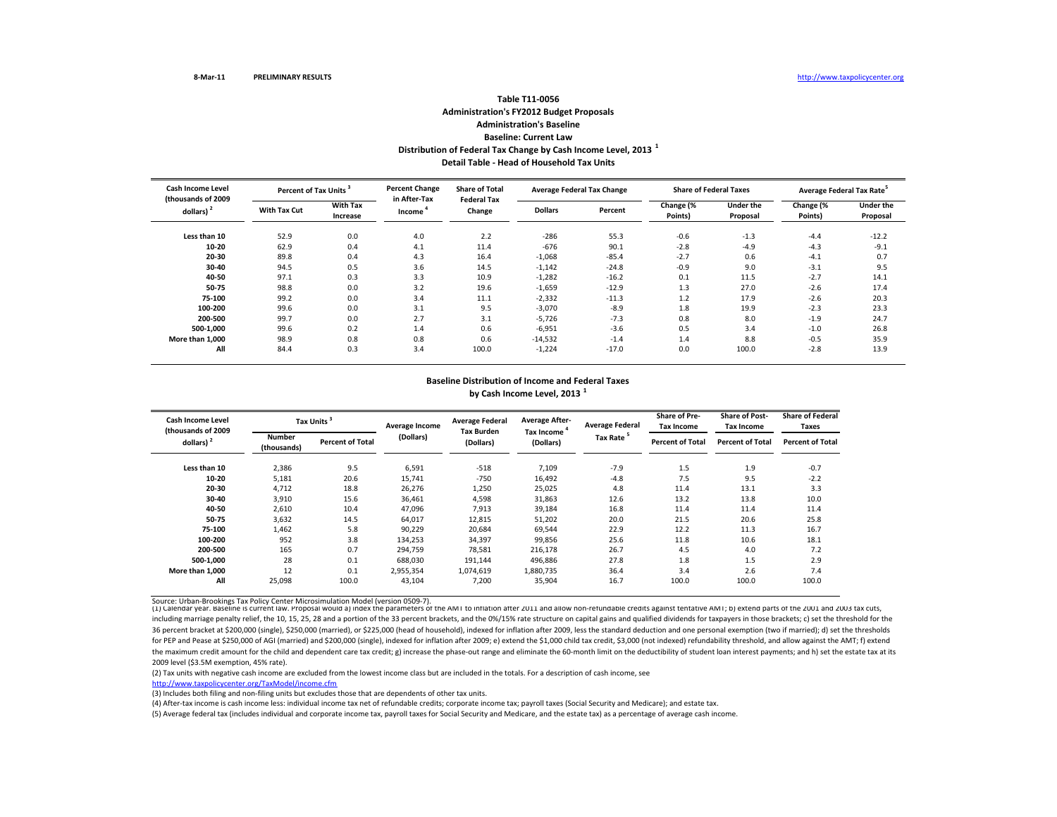8-Mar-11 **PRELIMINARY RESULTS** http://www.taxpolicycenter.org

### Table T11-0056
### Administration's FY2012 Budget Proposals
### Administration's Baseline
### Baseline: Current Law
### Distribution of Federal Tax Change by Cash Income Level, 2013 [1]
### Detail Table - Head of Household Tax Units

| Cash Income Level (thousands of 2009 dollars) [2] | Percent of Tax Units [3] | | Percent Change in After-Tax Income [4] | Share of Total Federal Tax Change | Average Federal Tax Change | | Share of Federal Taxes | | Average Federal Tax Rate [5] | |
|---|---|---|---|---|---|---|---|---|---|---|
| | With Tax Cut | With Tax Increase | | | Dollars | Percent | Change (% Points) | Under the Proposal | Change (% Points) | Under the Proposal |
| Less than 10 | 52.9 | 0.0 | 4.0 | 2.2 | -286 | 55.3 | -0.6 | -1.3 | -4.4 | -12.2 |
| 10-20 | 62.9 | 0.4 | 4.1 | 11.4 | -676 | 90.1 | -2.8 | -4.9 | -4.3 | -9.1 |
| 20-30 | 89.8 | 0.4 | 4.3 | 16.4 | -1,068 | -85.4 | -2.7 | 0.6 | -4.1 | 0.7 |
| 30-40 | 94.5 | 0.5 | 3.6 | 14.5 | -1,142 | -24.8 | -0.9 | 9.0 | -3.1 | 9.5 |
| 40-50 | 97.1 | 0.3 | 3.3 | 10.9 | -1,282 | -16.2 | 0.1 | 11.5 | -2.7 | 14.1 |
| 50-75 | 98.8 | 0.0 | 3.2 | 19.6 | -1,659 | -12.9 | 1.3 | 27.0 | -2.6 | 17.4 |
| 75-100 | 99.2 | 0.0 | 3.4 | 11.1 | -2,332 | -11.3 | 1.2 | 17.9 | -2.6 | 20.3 |
| 100-200 | 99.6 | 0.0 | 3.1 | 9.5 | -3,070 | -8.9 | 1.8 | 19.9 | -2.3 | 23.3 |
| 200-500 | 99.7 | 0.0 | 2.7 | 3.1 | -5,726 | -7.3 | 0.8 | 8.0 | -1.9 | 24.7 |
| 500-1,000 | 99.6 | 0.2 | 1.4 | 0.6 | -6,951 | -3.6 | 0.5 | 3.4 | -1.0 | 26.8 |
| More than 1,000 | 98.9 | 0.8 | 0.8 | 0.6 | -14,532 | -1.4 | 1.4 | 8.8 | -0.5 | 35.9 |
| All | 84.4 | 0.3 | 3.4 | 100.0 | -1,224 | -17.0 | 0.0 | 100.0 | -2.8 | 13.9 |

### Baseline Distribution of Income and Federal Taxes by Cash Income Level, 2013 [1]

| Cash Income Level (thousands of 2009 dollars) [2] | Tax Units [3] | | Average Income (Dollars) | Average Federal Tax Burden (Dollars) | Average After-Tax Income [4] (Dollars) | Average Federal Tax Rate [5] | Share of Pre-Tax Income | Share of Post-Tax Income | Share of Federal Taxes |
|---|---|---|---|---|---|---|---|---|---|
| | Number (thousands) | Percent of Total | | | | | Percent of Total | Percent of Total | Percent of Total |
| Less than 10 | 2,386 | 9.5 | 6,591 | -518 | 7,109 | -7.9 | 1.5 | 1.9 | -0.7 |
| 10-20 | 5,181 | 20.6 | 15,741 | -750 | 16,492 | -4.8 | 7.5 | 9.5 | -2.2 |
| 20-30 | 4,712 | 18.8 | 26,276 | 1,250 | 25,025 | 4.8 | 11.4 | 13.1 | 3.3 |
| 30-40 | 3,910 | 15.6 | 36,461 | 4,598 | 31,863 | 12.6 | 13.2 | 13.8 | 10.0 |
| 40-50 | 2,610 | 10.4 | 47,096 | 7,913 | 39,184 | 16.8 | 11.4 | 11.4 | 11.4 |
| 50-75 | 3,632 | 14.5 | 64,017 | 12,815 | 51,202 | 20.0 | 21.5 | 20.6 | 25.8 |
| 75-100 | 1,462 | 5.8 | 90,229 | 20,684 | 69,544 | 22.9 | 12.2 | 11.3 | 16.7 |
| 100-200 | 952 | 3.8 | 134,253 | 34,397 | 99,856 | 25.6 | 11.8 | 10.6 | 18.1 |
| 200-500 | 165 | 0.7 | 294,759 | 78,581 | 216,178 | 26.7 | 4.5 | 4.0 | 7.2 |
| 500-1,000 | 28 | 0.1 | 688,030 | 191,144 | 496,886 | 27.8 | 1.8 | 1.5 | 2.9 |
| More than 1,000 | 12 | 0.1 | 2,955,354 | 1,074,619 | 1,880,735 | 36.4 | 3.4 | 2.6 | 7.4 |
| All | 25,098 | 100.0 | 43,104 | 7,200 | 35,904 | 16.7 | 100.0 | 100.0 | 100.0 |

Source: Urban-Brookings Tax Policy Center Microsimulation Model (version 0509-7).

(1) Calendar year. Baseline is current law. Proposal would a) index the parameters of the AMT to inflation after 2011 and allow non-refundable credits against tentative AMT; b) extend parts of the 2001 and 2003 tax cuts, including marriage penalty relief, the 10, 15, 25, 28 and a portion of the 33 percent brackets, and the 0%/15% rate structure on capital gains and qualified dividends for taxpayers in those brackets; c) set the threshold for the 36 percent bracket at $200,000 (single), $250,000 (married), or $225,000 (head of household), indexed for inflation after 2009, less the standard deduction and one personal exemption (two if married); d) set the thresholds for PEP and Pease at $250,000 of AGI (married) and $200,000 (single), indexed for inflation after 2009; e) extend the $1,000 child tax credit, $3,000 (not indexed) refundability threshold, and allow against the AMT; f) extend the maximum credit amount for the child and dependent care tax credit; g) increase the phase-out range and eliminate the 60-month limit on the deductibility of student loan interest payments; and h) set the estate tax at its 2009 level ($3.5M exemption, 45% rate).

(2) Tax units with negative cash income are excluded from the lowest income class but are included in the totals. For a description of cash income, see http://www.taxpolicycenter.org/TaxModel/income.cfm

(3) Includes both filing and non-filing units but excludes those that are dependents of other tax units.

(4) After-tax income is cash income less: individual income tax net of refundable credits; corporate income tax; payroll taxes (Social Security and Medicare); and estate tax.

(5) Average federal tax (includes individual and corporate income tax, payroll taxes for Social Security and Medicare, and the estate tax) as a percentage of average cash income.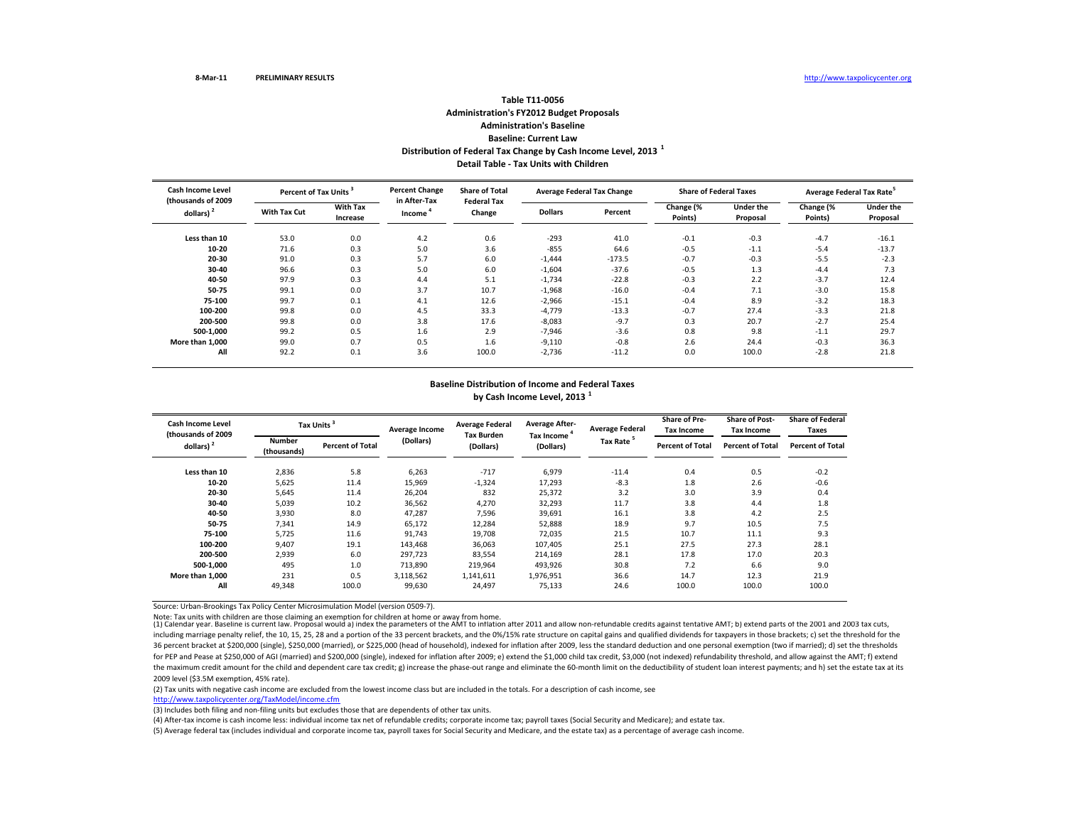8-Mar-11 **PRELIMINARY RESULTS** http://www.taxpolicycenter.org

## Table T11-0056
### Administration's FY2012 Budget Proposals
### Administration's Baseline
### Baseline: Current Law
### Distribution of Federal Tax Change by Cash Income Level, 2013 [1]
### Detail Table - Tax Units with Children

| Cash Income Level (thousands of 2009 dollars) [2] | Percent of Tax Units [3] | | Percent Change in After-Tax Income [4] | Share of Total Federal Tax Change | Average Federal Tax Change | | Share of Federal Taxes | | Average Federal Tax Rate [5] | |
|---|---|---|---|---|---|---|---|---|---|---|
| | With Tax Cut | With Tax Increase | | | Dollars | Percent | Change (% Points) | Under the Proposal | Change (% Points) | Under the Proposal |
| Less than 10 | 53.0 | 0.0 | 4.2 | 0.6 | -293 | 41.0 | -0.1 | -0.3 | -4.7 | -16.1 |
| 10-20 | 71.6 | 0.3 | 5.0 | 3.6 | -855 | 64.6 | -0.5 | -1.1 | -5.4 | -13.7 |
| 20-30 | 91.0 | 0.3 | 5.7 | 6.0 | -1,444 | -173.5 | -0.7 | -0.3 | -5.5 | -2.3 |
| 30-40 | 96.6 | 0.3 | 5.0 | 6.0 | -1,604 | -37.6 | -0.5 | 1.3 | -4.4 | 7.3 |
| 40-50 | 97.9 | 0.3 | 4.4 | 5.1 | -1,734 | -22.8 | -0.3 | 2.2 | -3.7 | 12.4 |
| 50-75 | 99.1 | 0.0 | 3.7 | 10.7 | -1,968 | -16.0 | -0.4 | 7.1 | -3.0 | 15.8 |
| 75-100 | 99.7 | 0.1 | 4.1 | 12.6 | -2,966 | -15.1 | -0.4 | 8.9 | -3.2 | 18.3 |
| 100-200 | 99.8 | 0.0 | 4.5 | 33.3 | -4,779 | -13.3 | -0.7 | 27.4 | -3.3 | 21.8 |
| 200-500 | 99.8 | 0.0 | 3.8 | 17.6 | -8,083 | -9.7 | 0.3 | 20.7 | -2.7 | 25.4 |
| 500-1,000 | 99.2 | 0.5 | 1.6 | 2.9 | -7,946 | -3.6 | 0.8 | 9.8 | -1.1 | 29.7 |
| More than 1,000 | 99.0 | 0.7 | 0.5 | 1.6 | -9,110 | -0.8 | 2.6 | 24.4 | -0.3 | 36.3 |
| All | 92.2 | 0.1 | 3.6 | 100.0 | -2,736 | -11.2 | 0.0 | 100.0 | -2.8 | 21.8 |

### Baseline Distribution of Income and Federal Taxes by Cash Income Level, 2013 [1]

| Cash Income Level (thousands of 2009 dollars) [2] | Tax Units [3] | | Average Income (Dollars) | Average Federal Tax Burden (Dollars) | Average After-Tax Income [4] (Dollars) | Average Federal Tax Rate [5] | Share of Pre-Tax Income | Share of Post-Tax Income | Share of Federal Taxes |
|---|---|---|---|---|---|---|---|---|---|
| | Number (thousands) | Percent of Total | | | | | Percent of Total | Percent of Total | Percent of Total |
| Less than 10 | 2,836 | 5.8 | 6,263 | -717 | 6,979 | -11.4 | 0.4 | 0.5 | -0.2 |
| 10-20 | 5,625 | 11.4 | 15,969 | -1,324 | 17,293 | -8.3 | 1.8 | 2.6 | -0.6 |
| 20-30 | 5,645 | 11.4 | 26,204 | 832 | 25,372 | 3.2 | 3.0 | 3.9 | 0.4 |
| 30-40 | 5,039 | 10.2 | 36,562 | 4,270 | 32,293 | 11.7 | 3.8 | 4.4 | 1.8 |
| 40-50 | 3,930 | 8.0 | 47,287 | 7,596 | 39,691 | 16.1 | 3.8 | 4.2 | 2.5 |
| 50-75 | 7,341 | 14.9 | 65,172 | 12,284 | 52,888 | 18.9 | 9.7 | 10.5 | 7.5 |
| 75-100 | 5,725 | 11.6 | 91,743 | 19,708 | 72,035 | 21.5 | 10.7 | 11.1 | 9.3 |
| 100-200 | 9,407 | 19.1 | 143,468 | 36,063 | 107,405 | 25.1 | 27.5 | 27.3 | 28.1 |
| 200-500 | 2,939 | 6.0 | 297,723 | 83,554 | 214,169 | 28.1 | 17.8 | 17.0 | 20.3 |
| 500-1,000 | 495 | 1.0 | 713,890 | 219,964 | 493,926 | 30.8 | 7.2 | 6.6 | 9.0 |
| More than 1,000 | 231 | 0.5 | 3,118,562 | 1,141,611 | 1,976,951 | 36.6 | 14.7 | 12.3 | 21.9 |
| All | 49,348 | 100.0 | 99,630 | 24,497 | 75,133 | 24.6 | 100.0 | 100.0 | 100.0 |

Source: Urban-Brookings Tax Policy Center Microsimulation Model (version 0509-7).

Note: Tax units with children are those claiming an exemption for children at home or away from home.

(1) Calendar year. Baseline is current law. Proposal would a) index the parameters of the AMT to inflation after 2011 and allow non-refundable credits against tentative AMT; b) extend parts of the 2001 and 2003 tax cuts, including marriage penalty relief, the 10, 15, 25, 28 and a portion of the 33 percent brackets, and the 0%/15% rate structure on capital gains and qualified dividends for taxpayers in those brackets; c) set the threshold for the 36 percent bracket at $200,000 (single), $250,000 (married), or $225,000 (head of household), indexed for inflation after 2009, less the standard deduction and one personal exemption (two if married); d) set the thresholds for PEP and Pease at $250,000 of AGI (married) and $200,000 (single), indexed for inflation after 2009; e) extend the $1,000 child tax credit, $3,000 (not indexed) refundability threshold, and allow against the AMT; f) extend the maximum credit amount for the child and dependent care tax credit; g) increase the phase-out range and eliminate the 60-month limit on the deductibility of student loan interest payments; and h) set the estate tax at its 2009 level ($3.5M exemption, 45% rate).

(2) Tax units with negative cash income are excluded from the lowest income class but are included in the totals. For a description of cash income, see http://www.taxpolicycenter.org/TaxModel/income.cfm

(3) Includes both filing and non-filing units but excludes those that are dependents of other tax units.

(4) After-tax income is cash income less: individual income tax net of refundable credits; corporate income tax; payroll taxes (Social Security and Medicare); and estate tax.

(5) Average federal tax (includes individual and corporate income tax, payroll taxes for Social Security and Medicare, and the estate tax) as a percentage of average cash income.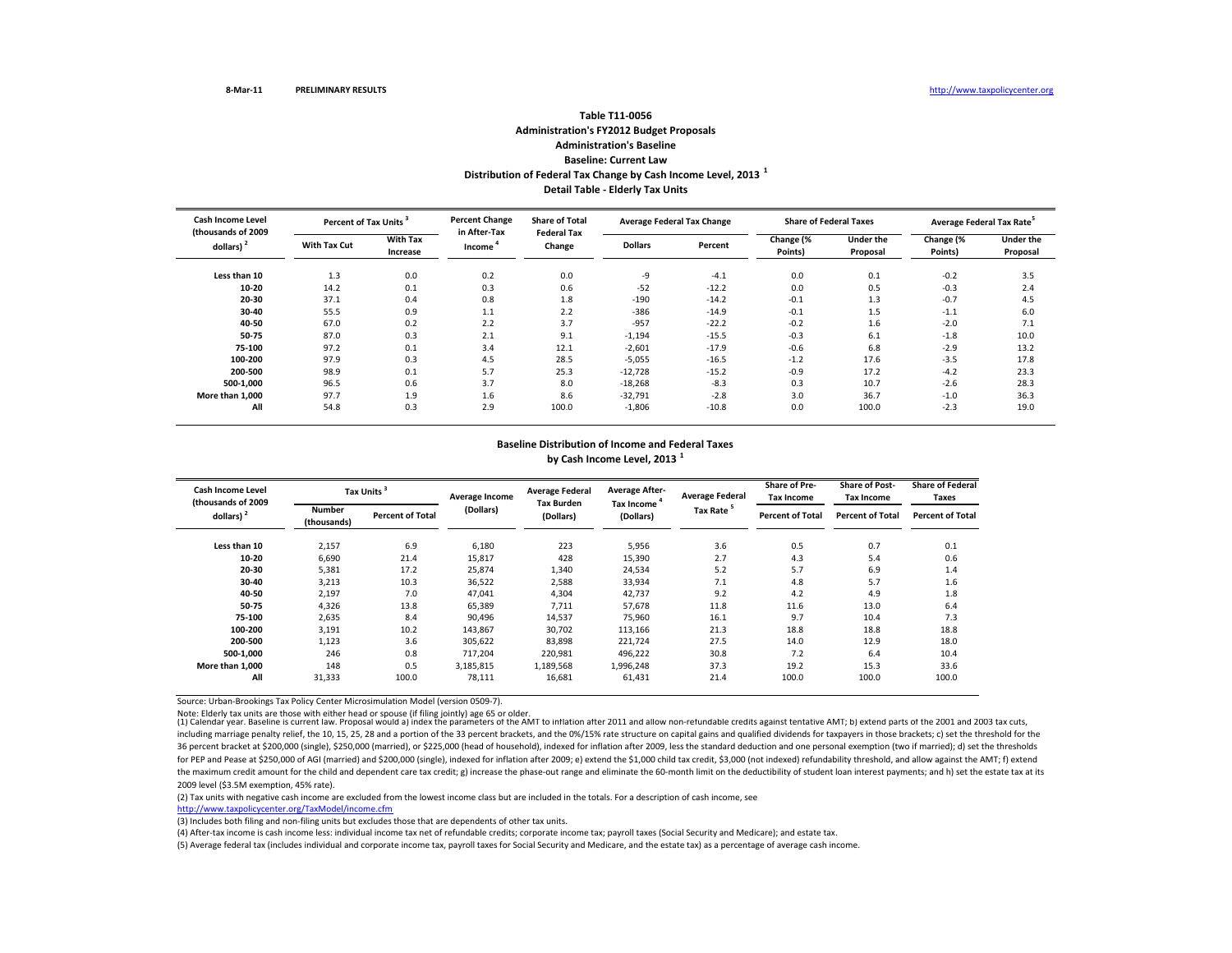8-Mar-11 **PRELIMINARY RESULTS** http://www.taxpolicycenter.org

### Table T11-0056
### Administration's FY2012 Budget Proposals
### Administration's Baseline
### Baseline: Current Law
### Distribution of Federal Tax Change by Cash Income Level, 2013 [1]
### Detail Table - Elderly Tax Units

| Cash Income Level (thousands of 2009 dollars) [2] | Percent of Tax Units [3] | | Percent Change in After-Tax Income [4] | Share of Total Federal Tax Change | Average Federal Tax Change | | Share of Federal Taxes | | Average Federal Tax Rate [5] | |
|---|---|---|---|---|---|---|---|---|---|---|
| | With Tax Cut | With Tax Increase | | | Dollars | Percent | Change (% Points) | Under the Proposal | Change (% Points) | Under the Proposal |
| Less than 10 | 1.3 | 0.0 | 0.2 | 0.0 | -9 | -4.1 | 0.0 | 0.1 | -0.2 | 3.5 |
| 10-20 | 14.2 | 0.1 | 0.3 | 0.6 | -52 | -12.2 | 0.0 | 0.5 | -0.3 | 2.4 |
| 20-30 | 37.1 | 0.4 | 0.8 | 1.8 | -190 | -14.2 | -0.1 | 1.3 | -0.7 | 4.5 |
| 30-40 | 55.5 | 0.9 | 1.1 | 2.2 | -386 | -14.9 | -0.1 | 1.5 | -1.1 | 6.0 |
| 40-50 | 67.0 | 0.2 | 2.2 | 3.7 | -957 | -22.2 | -0.2 | 1.6 | -2.0 | 7.1 |
| 50-75 | 87.0 | 0.3 | 2.1 | 9.1 | -1,194 | -15.5 | -0.3 | 6.1 | -1.8 | 10.0 |
| 75-100 | 97.2 | 0.1 | 3.4 | 12.1 | -2,601 | -17.9 | -0.6 | 6.8 | -2.9 | 13.2 |
| 100-200 | 97.9 | 0.3 | 4.5 | 28.5 | -5,055 | -16.5 | -1.2 | 17.6 | -3.5 | 17.8 |
| 200-500 | 98.9 | 0.1 | 5.7 | 25.3 | -12,728 | -15.2 | -0.9 | 17.2 | -4.2 | 23.3 |
| 500-1,000 | 96.5 | 0.6 | 3.7 | 8.0 | -18,268 | -8.3 | 0.3 | 10.7 | -2.6 | 28.3 |
| More than 1,000 | 97.7 | 1.9 | 1.6 | 8.6 | -32,791 | -2.8 | 3.0 | 36.7 | -1.0 | 36.3 |
| All | 54.8 | 0.3 | 2.9 | 100.0 | -1,806 | -10.8 | 0.0 | 100.0 | -2.3 | 19.0 |

### Baseline Distribution of Income and Federal Taxes by Cash Income Level, 2013 [1]

| Cash Income Level (thousands of 2009 dollars) [2] | Tax Units [3] | | Average Income (Dollars) | Average Federal Tax Burden (Dollars) | Average After-Tax Income [4] (Dollars) | Average Federal Tax Rate [5] | Share of Pre-Tax Income | Share of Post-Tax Income | Share of Federal Taxes |
|---|---|---|---|---|---|---|---|---|---|
| | Number (thousands) | Percent of Total | | | | | Percent of Total | Percent of Total | Percent of Total |
| Less than 10 | 2,157 | 6.9 | 6,180 | 223 | 5,956 | 3.6 | 0.5 | 0.7 | 0.1 |
| 10-20 | 6,690 | 21.4 | 15,817 | 428 | 15,390 | 2.7 | 4.3 | 5.4 | 0.6 |
| 20-30 | 5,381 | 17.2 | 25,874 | 1,340 | 24,534 | 5.2 | 5.7 | 6.9 | 1.4 |
| 30-40 | 3,213 | 10.3 | 36,522 | 2,588 | 33,934 | 7.1 | 4.8 | 5.7 | 1.6 |
| 40-50 | 2,197 | 7.0 | 47,041 | 4,304 | 42,737 | 9.2 | 4.2 | 4.9 | 1.8 |
| 50-75 | 4,326 | 13.8 | 65,389 | 7,711 | 57,678 | 11.8 | 11.6 | 13.0 | 6.4 |
| 75-100 | 2,635 | 8.4 | 90,496 | 14,537 | 75,960 | 16.1 | 9.7 | 10.4 | 7.3 |
| 100-200 | 3,191 | 10.2 | 143,867 | 30,702 | 113,166 | 21.3 | 18.8 | 18.8 | 18.8 |
| 200-500 | 1,123 | 3.6 | 305,622 | 83,898 | 221,724 | 27.5 | 14.0 | 12.9 | 18.0 |
| 500-1,000 | 246 | 0.8 | 717,204 | 220,981 | 496,222 | 30.8 | 7.2 | 6.4 | 10.4 |
| More than 1,000 | 148 | 0.5 | 3,185,815 | 1,189,568 | 1,996,248 | 37.3 | 19.2 | 15.3 | 33.6 |
| All | 31,333 | 100.0 | 78,111 | 16,681 | 61,431 | 21.4 | 100.0 | 100.0 | 100.0 |

Source: Urban-Brookings Tax Policy Center Microsimulation Model (version 0509-7).

Note: Elderly tax units are those with either head or spouse (if filing jointly) age 65 or older.

(1) Calendar year. Baseline is current law. Proposal would a) index the parameters of the AMT to inflation after 2011 and allow non-refundable credits against tentative AMT; b) extend parts of the 2001 and 2003 tax cuts, including marriage penalty relief, the 10, 15, 25, 28 and a portion of the 33 percent brackets, and the 0%/15% rate structure on capital gains and qualified dividends for taxpayers in those brackets; c) set the threshold for the 36 percent bracket at $200,000 (single), $250,000 (married), or $225,000 (head of household), indexed for inflation after 2009, less the standard deduction and one personal exemption (two if married); d) set the thresholds for PEP and Pease at $250,000 of AGI (married) and $200,000 (single), indexed for inflation after 2009; e) extend the $1,000 child tax credit, $3,000 (not indexed) refundability threshold, and allow against the AMT; f) extend the maximum credit amount for the child and dependent care tax credit; g) increase the phase-out range and eliminate the 60-month limit on the deductibility of student loan interest payments; and h) set the estate tax at its 2009 level ($3.5M exemption, 45% rate).

(2) Tax units with negative cash income are excluded from the lowest income class but are included in the totals. For a description of cash income, see http://www.taxpolicycenter.org/TaxModel/income.cfm

(3) Includes both filing and non-filing units but excludes those that are dependents of other tax units.

(4) After-tax income is cash income less: individual income tax net of refundable credits; corporate income tax; payroll taxes (Social Security and Medicare); and estate tax.

(5) Average federal tax (includes individual and corporate income tax, payroll taxes for Social Security and Medicare, and the estate tax) as a percentage of average cash income.